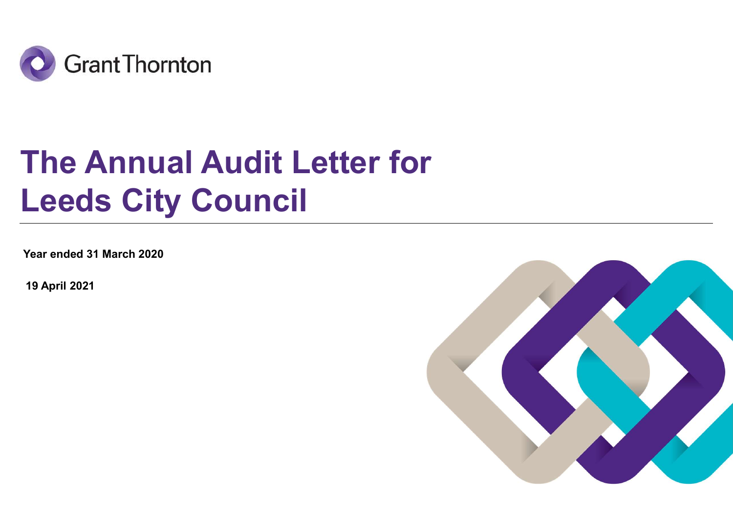Grant Thornton

# The Annual Audit Letter for Leeds City Council

**Year ended 31 March 2020**

**19 April 2021**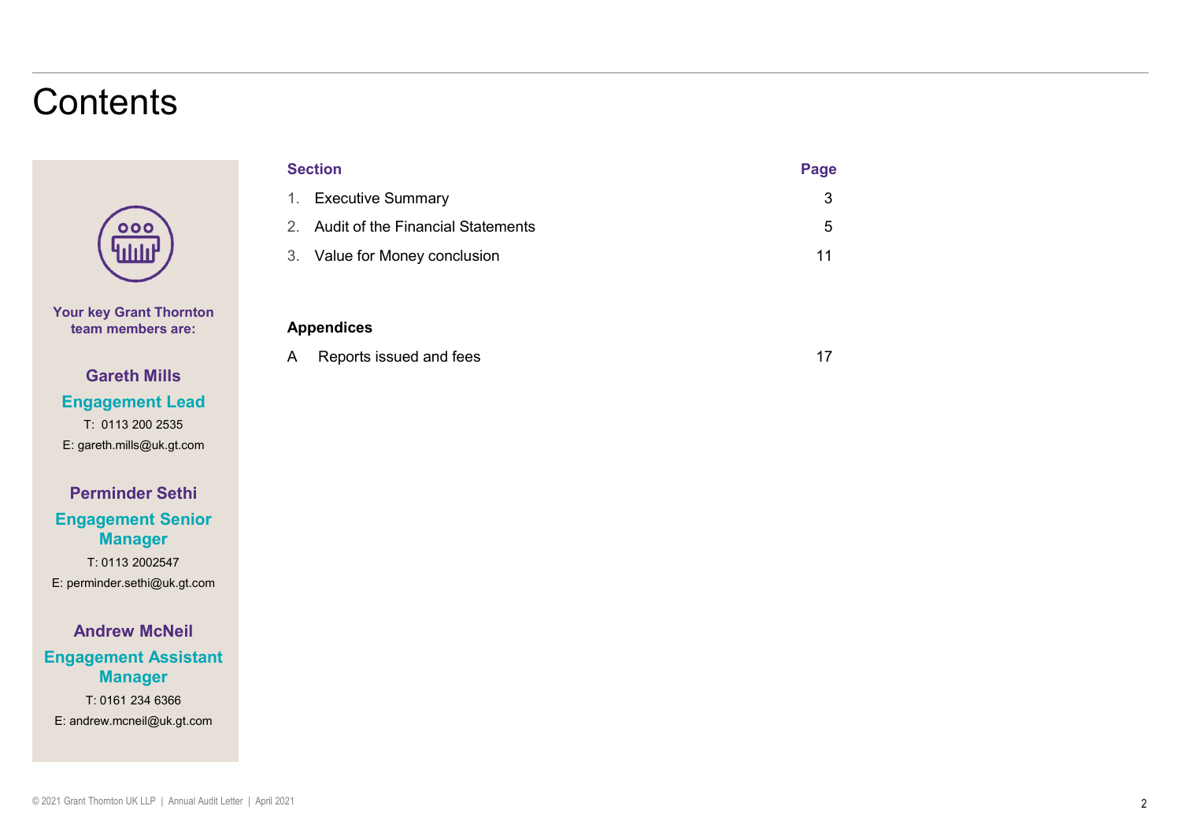# Contents

**Your key Grant Thornton team members are:**

**Gareth Mills**
**Engagement Lead**
T: 0113 200 2535
E: gareth.mills@uk.gt.com

**Perminder Sethi**
**Engagement Senior Manager**
T: 0113 2002547
E: perminder.sethi@uk.gt.com

**Andrew McNeil**
**Engagement Assistant Manager**
T: 0161 234 6366
E: andrew.mcneil@uk.gt.com

| Section | Page |
| --- | --- |
| 1. Executive Summary | 3 |
| 2. Audit of the Financial Statements | 5 |
| 3. Value for Money conclusion | 11 |

| Appendices | |
| --- | --- |
| A Reports issued and fees | 17 |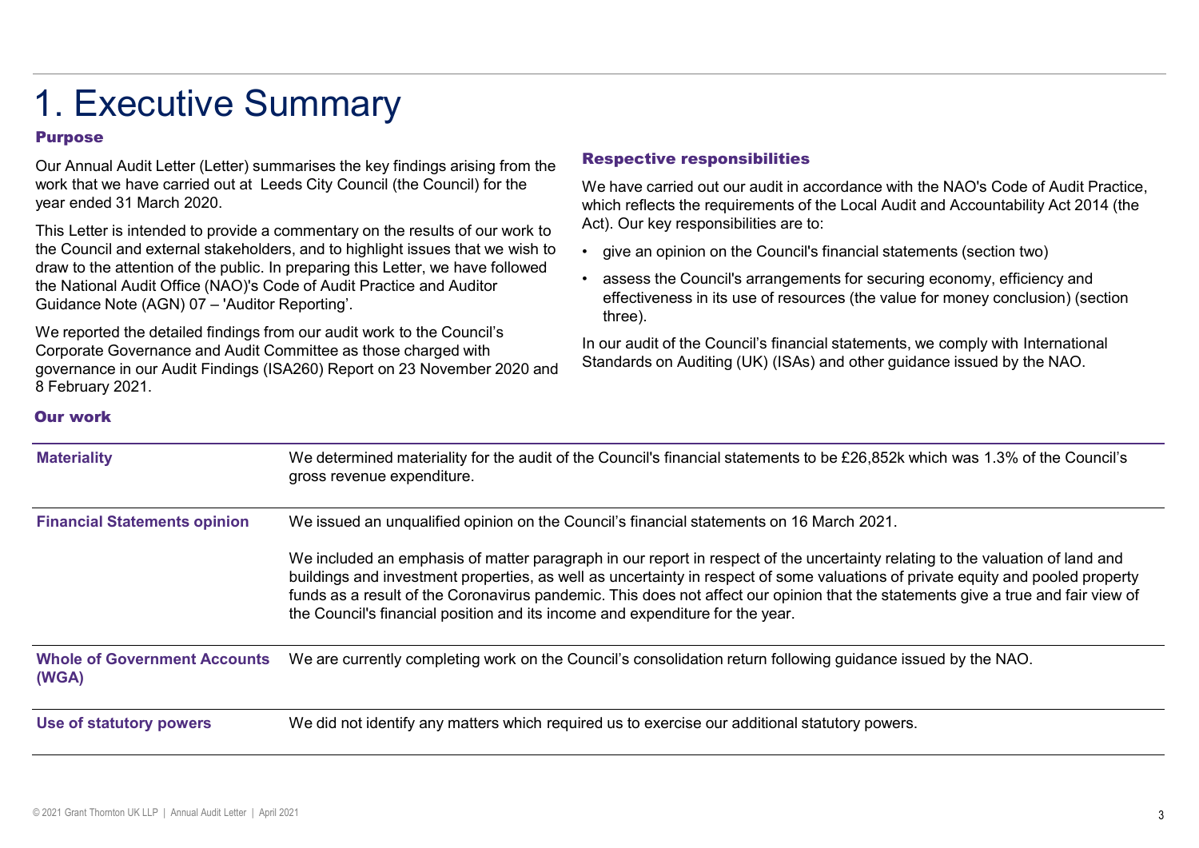# 1. Executive Summary

## Purpose

Our Annual Audit Letter (Letter) summarises the key findings arising from the work that we have carried out at Leeds City Council (the Council) for the year ended 31 March 2020.

This Letter is intended to provide a commentary on the results of our work to the Council and external stakeholders, and to highlight issues that we wish to draw to the attention of the public. In preparing this Letter, we have followed the National Audit Office (NAO)'s Code of Audit Practice and Auditor Guidance Note (AGN) 07 – 'Auditor Reporting'.

We reported the detailed findings from our audit work to the Council's Corporate Governance and Audit Committee as those charged with governance in our Audit Findings (ISA260) Report on 23 November 2020 and 8 February 2021.

## Respective responsibilities

We have carried out our audit in accordance with the NAO's Code of Audit Practice, which reflects the requirements of the Local Audit and Accountability Act 2014 (the Act). Our key responsibilities are to:

- give an opinion on the Council's financial statements (section two)
- assess the Council's arrangements for securing economy, efficiency and effectiveness in its use of resources (the value for money conclusion) (section three).

In our audit of the Council's financial statements, we comply with International Standards on Auditing (UK) (ISAs) and other guidance issued by the NAO.

## Our work

| | |
|---|---|
| **Materiality** | We determined materiality for the audit of the Council's financial statements to be £26,852k which was 1.3% of the Council's gross revenue expenditure. |
| **Financial Statements opinion** | We issued an unqualified opinion on the Council's financial statements on 16 March 2021.<br><br>We included an emphasis of matter paragraph in our report in respect of the uncertainty relating to the valuation of land and buildings and investment properties, as well as uncertainty in respect of some valuations of private equity and pooled property funds as a result of the Coronavirus pandemic. This does not affect our opinion that the statements give a true and fair view of the Council's financial position and its income and expenditure for the year. |
| **Whole of Government Accounts (WGA)** | We are currently completing work on the Council's consolidation return following guidance issued by the NAO. |
| **Use of statutory powers** | We did not identify any matters which required us to exercise our additional statutory powers. |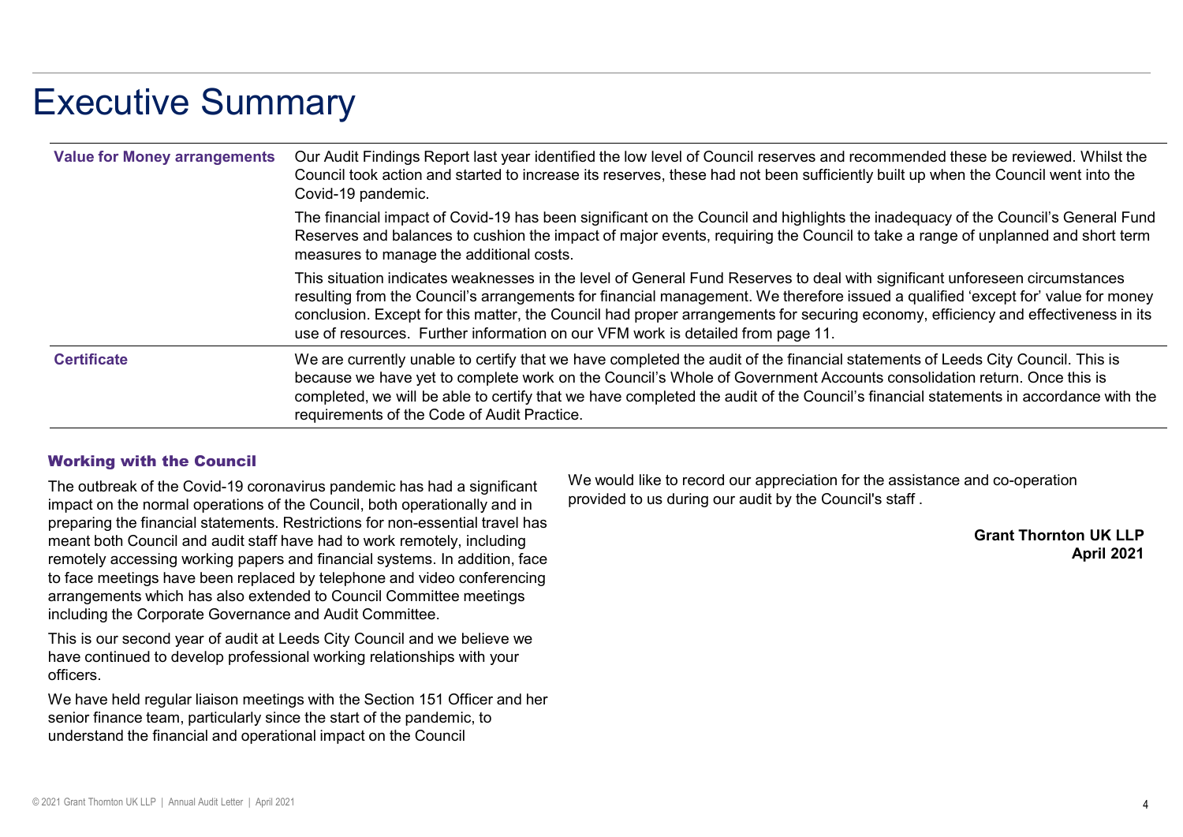# Executive Summary

| | |
|---|---|
| **Value for Money arrangements** | Our Audit Findings Report last year identified the low level of Council reserves and recommended these be reviewed. Whilst the Council took action and started to increase its reserves, these had not been sufficiently built up when the Council went into the Covid-19 pandemic.<br><br>The financial impact of Covid-19 has been significant on the Council and highlights the inadequacy of the Council's General Fund Reserves and balances to cushion the impact of major events, requiring the Council to take a range of unplanned and short term measures to manage the additional costs.<br><br>This situation indicates weaknesses in the level of General Fund Reserves to deal with significant unforeseen circumstances resulting from the Council's arrangements for financial management. We therefore issued a qualified 'except for' value for money conclusion. Except for this matter, the Council had proper arrangements for securing economy, efficiency and effectiveness in its use of resources. Further information on our VFM work is detailed from page 11. |
| **Certificate** | We are currently unable to certify that we have completed the audit of the financial statements of Leeds City Council. This is because we have yet to complete work on the Council's Whole of Government Accounts consolidation return. Once this is completed, we will be able to certify that we have completed the audit of the Council's financial statements in accordance with the requirements of the Code of Audit Practice. |

### Working with the Council

The outbreak of the Covid-19 coronavirus pandemic has had a significant impact on the normal operations of the Council, both operationally and in preparing the financial statements. Restrictions for non-essential travel has meant both Council and audit staff have had to work remotely, including remotely accessing working papers and financial systems. In addition, face to face meetings have been replaced by telephone and video conferencing arrangements which has also extended to Council Committee meetings including the Corporate Governance and Audit Committee.

This is our second year of audit at Leeds City Council and we believe we have continued to develop professional working relationships with your officers.

We have held regular liaison meetings with the Section 151 Officer and her senior finance team, particularly since the start of the pandemic, to understand the financial and operational impact on the Council

We would like to record our appreciation for the assistance and co-operation provided to us during our audit by the Council's staff .

**Grant Thornton UK LLP**
**April 2021**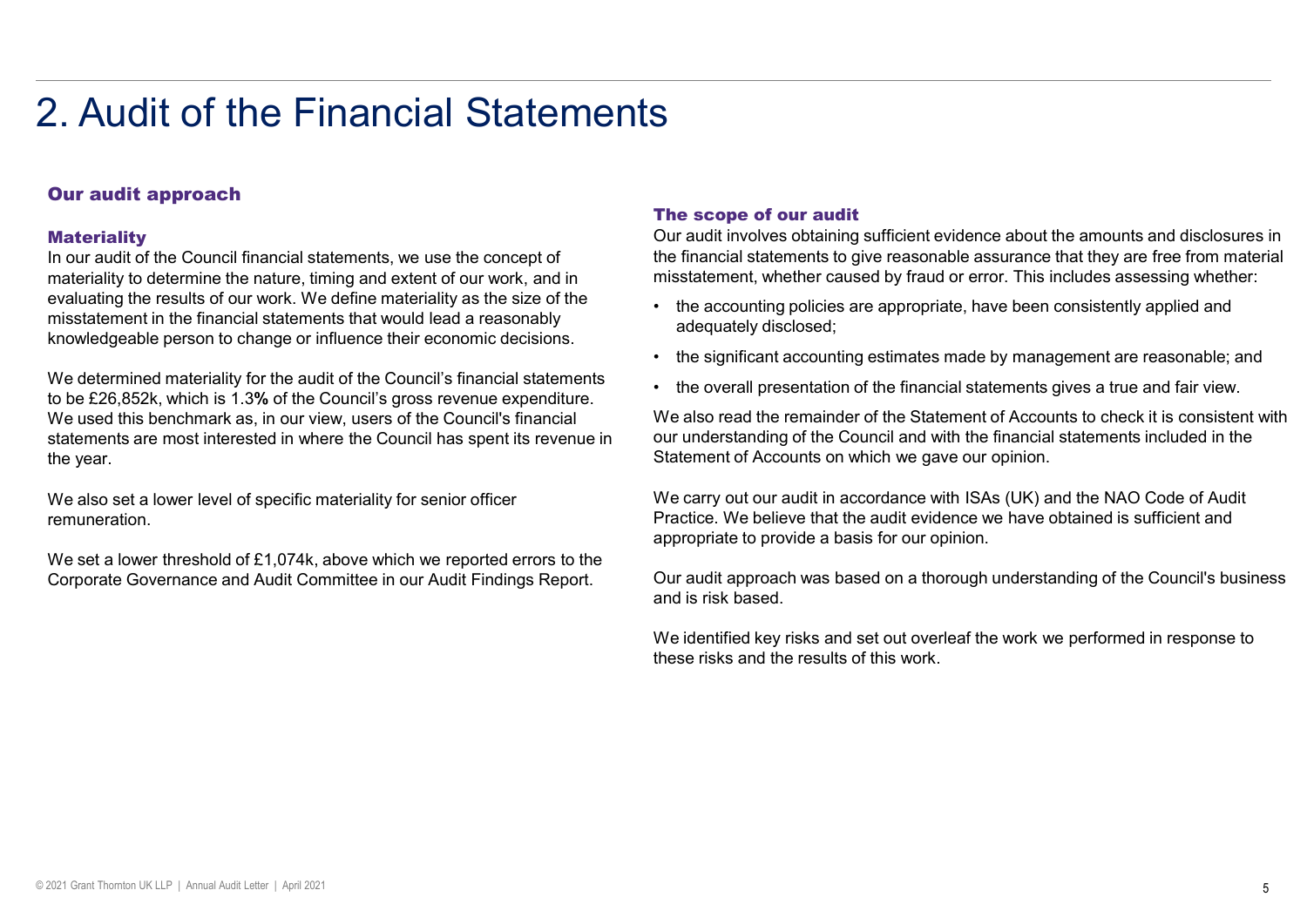# 2. Audit of the Financial Statements

## Our audit approach

### Materiality

In our audit of the Council financial statements, we use the concept of materiality to determine the nature, timing and extent of our work, and in evaluating the results of our work. We define materiality as the size of the misstatement in the financial statements that would lead a reasonably knowledgeable person to change or influence their economic decisions.

We determined materiality for the audit of the Council's financial statements to be £26,852k, which is 1.3**%** of the Council's gross revenue expenditure. We used this benchmark as, in our view, users of the Council's financial statements are most interested in where the Council has spent its revenue in the year.

We also set a lower level of specific materiality for senior officer remuneration.

We set a lower threshold of £1,074k, above which we reported errors to the Corporate Governance and Audit Committee in our Audit Findings Report.

### The scope of our audit

Our audit involves obtaining sufficient evidence about the amounts and disclosures in the financial statements to give reasonable assurance that they are free from material misstatement, whether caused by fraud or error. This includes assessing whether:

- the accounting policies are appropriate, have been consistently applied and adequately disclosed;
- the significant accounting estimates made by management are reasonable; and
- the overall presentation of the financial statements gives a true and fair view.

We also read the remainder of the Statement of Accounts to check it is consistent with our understanding of the Council and with the financial statements included in the Statement of Accounts on which we gave our opinion.

We carry out our audit in accordance with ISAs (UK) and the NAO Code of Audit Practice. We believe that the audit evidence we have obtained is sufficient and appropriate to provide a basis for our opinion.

Our audit approach was based on a thorough understanding of the Council's business and is risk based.

We identified key risks and set out overleaf the work we performed in response to these risks and the results of this work.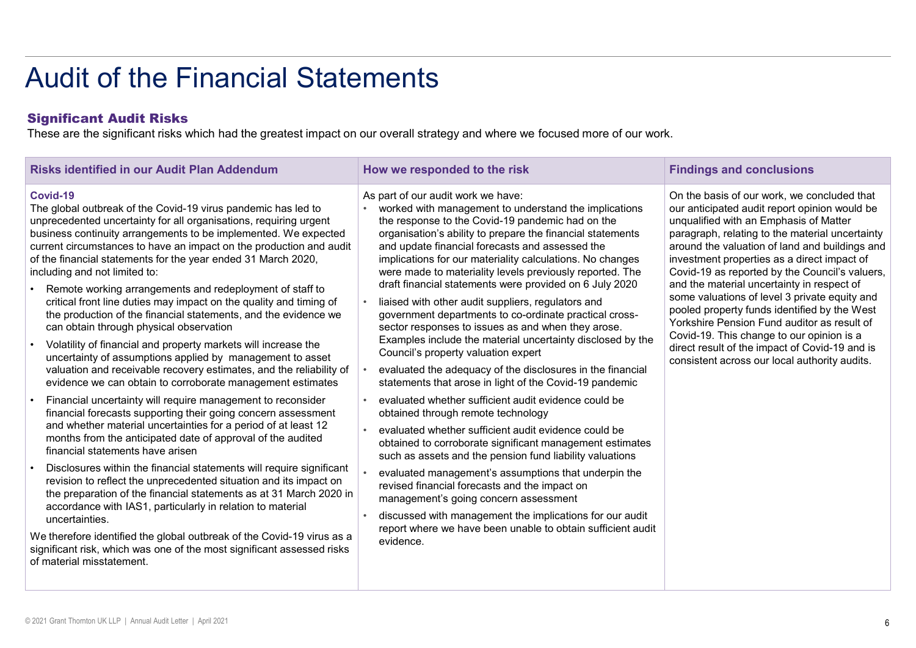# Audit of the Financial Statements

## Significant Audit Risks

These are the significant risks which had the greatest impact on our overall strategy and where we focused more of our work.

| Risks identified in our Audit Plan Addendum | How we responded to the risk | Findings and conclusions |
| --- | --- | --- |
| **Covid-19**<br>The global outbreak of the Covid-19 virus pandemic has led to unprecedented uncertainty for all organisations, requiring urgent business continuity arrangements to be implemented. We expected current circumstances to have an impact on the production and audit of the financial statements for the year ended 31 March 2020, including and not limited to:<br>• Remote working arrangements and redeployment of staff to critical front line duties may impact on the quality and timing of the production of the financial statements, and the evidence we can obtain through physical observation<br>• Volatility of financial and property markets will increase the uncertainty of assumptions applied by management to asset valuation and receivable recovery estimates, and the reliability of evidence we can obtain to corroborate management estimates<br>• Financial uncertainty will require management to reconsider financial forecasts supporting their going concern assessment and whether material uncertainties for a period of at least 12 months from the anticipated date of approval of the audited financial statements have arisen<br>• Disclosures within the financial statements will require significant revision to reflect the unprecedented situation and its impact on the preparation of the financial statements as at 31 March 2020 in accordance with IAS1, particularly in relation to material uncertainties.<br>We therefore identified the global outbreak of the Covid-19 virus as a significant risk, which was one of the most significant assessed risks of material misstatement. | As part of our audit work we have:<br>• worked with management to understand the implications the response to the Covid-19 pandemic had on the organisation's ability to prepare the financial statements and update financial forecasts and assessed the implications for our materiality calculations. No changes were made to materiality levels previously reported. The draft financial statements were provided on 6 July 2020<br>• liaised with other audit suppliers, regulators and government departments to co-ordinate practical cross-sector responses to issues as and when they arose. Examples include the material uncertainty disclosed by the Council's property valuation expert<br>• evaluated the adequacy of the disclosures in the financial statements that arose in light of the Covid-19 pandemic<br>• evaluated whether sufficient audit evidence could be obtained through remote technology<br>• evaluated whether sufficient audit evidence could be obtained to corroborate significant management estimates such as assets and the pension fund liability valuations<br>• evaluated management's assumptions that underpin the revised financial forecasts and the impact on management's going concern assessment<br>• discussed with management the implications for our audit report where we have been unable to obtain sufficient audit evidence. | On the basis of our work, we concluded that our anticipated audit report opinion would be unqualified with an Emphasis of Matter paragraph, relating to the material uncertainty around the valuation of land and buildings and investment properties as a direct impact of Covid-19 as reported by the Council's valuers, and the material uncertainty in respect of some valuations of level 3 private equity and pooled property funds identified by the West Yorkshire Pension Fund auditor as result of Covid-19. This change to our opinion is a direct result of the impact of Covid-19 and is consistent across our local authority audits. |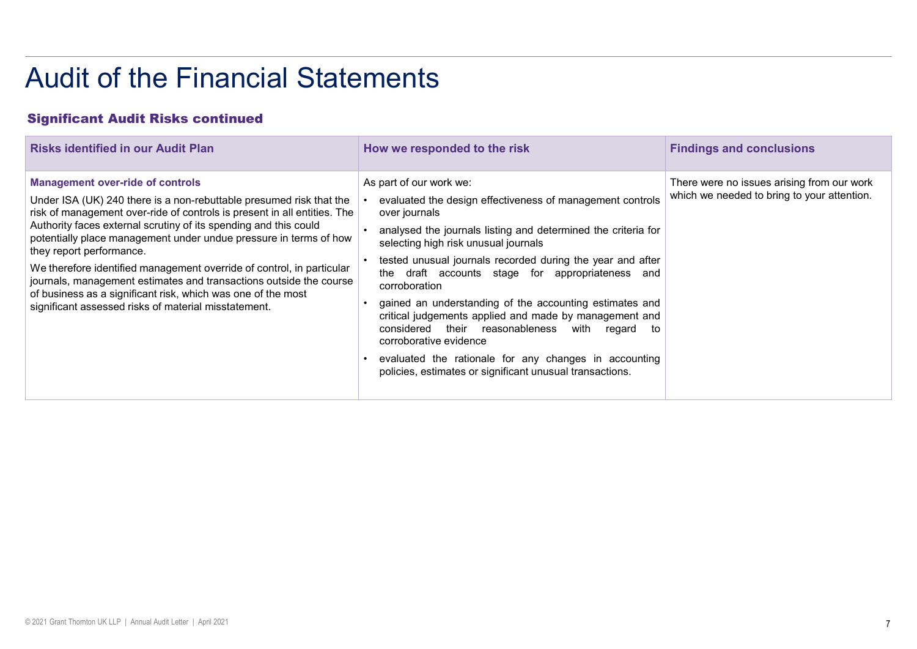# Audit of the Financial Statements

## Significant Audit Risks continued

| Risks identified in our Audit Plan | How we responded to the risk | Findings and conclusions |
| --- | --- | --- |
| **Management over-ride of controls**<br><br>Under ISA (UK) 240 there is a non-rebuttable presumed risk that the risk of management over-ride of controls is present in all entities. The Authority faces external scrutiny of its spending and this could potentially place management under undue pressure in terms of how they report performance.<br><br>We therefore identified management override of control, in particular journals, management estimates and transactions outside the course of business as a significant risk, which was one of the most significant assessed risks of material misstatement. | As part of our work we:<br>• evaluated the design effectiveness of management controls over journals<br>• analysed the journals listing and determined the criteria for selecting high risk unusual journals<br>• tested unusual journals recorded during the year and after the draft accounts stage for appropriateness and corroboration<br>• gained an understanding of the accounting estimates and critical judgements applied and made by management and considered their reasonableness with regard to corroborative evidence<br>• evaluated the rationale for any changes in accounting policies, estimates or significant unusual transactions. | There were no issues arising from our work which we needed to bring to your attention. |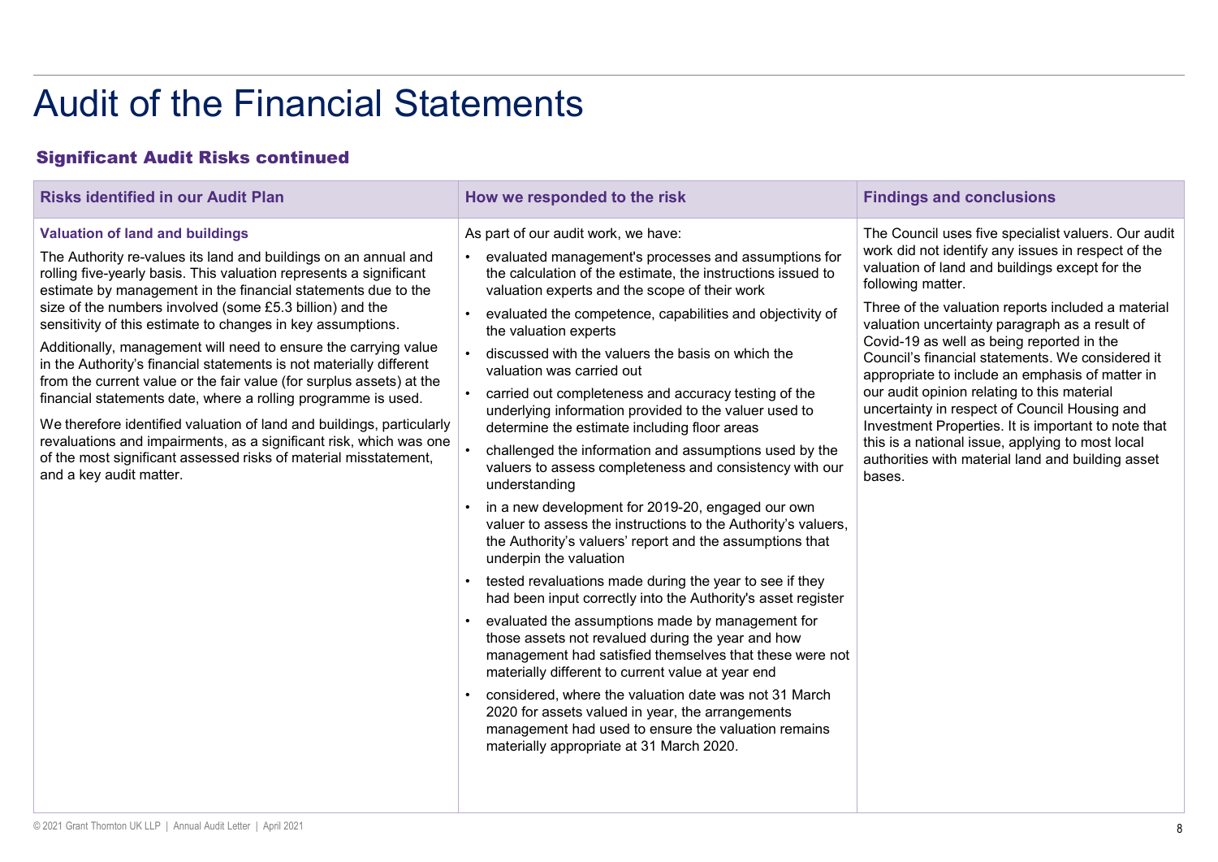# Audit of the Financial Statements

## Significant Audit Risks continued

| Risks identified in our Audit Plan | How we responded to the risk | Findings and conclusions |
|---|---|---|
| **Valuation of land and buildings**<br><br>The Authority re-values its land and buildings on an annual and rolling five-yearly basis. This valuation represents a significant estimate by management in the financial statements due to the size of the numbers involved (some £5.3 billion) and the sensitivity of this estimate to changes in key assumptions.<br><br>Additionally, management will need to ensure the carrying value in the Authority's financial statements is not materially different from the current value or the fair value (for surplus assets) at the financial statements date, where a rolling programme is used.<br><br>We therefore identified valuation of land and buildings, particularly revaluations and impairments, as a significant risk, which was one of the most significant assessed risks of material misstatement, and a key audit matter. | As part of our audit work, we have:<br><br>• evaluated management's processes and assumptions for the calculation of the estimate, the instructions issued to valuation experts and the scope of their work<br>• evaluated the competence, capabilities and objectivity of the valuation experts<br>• discussed with the valuers the basis on which the valuation was carried out<br>• carried out completeness and accuracy testing of the underlying information provided to the valuer used to determine the estimate including floor areas<br>• challenged the information and assumptions used by the valuers to assess completeness and consistency with our understanding<br>• in a new development for 2019-20, engaged our own valuer to assess the instructions to the Authority's valuers, the Authority's valuers' report and the assumptions that underpin the valuation<br>• tested revaluations made during the year to see if they had been input correctly into the Authority's asset register<br>• evaluated the assumptions made by management for those assets not revalued during the year and how management had satisfied themselves that these were not materially different to current value at year end<br>• considered, where the valuation date was not 31 March 2020 for assets valued in year, the arrangements management had used to ensure the valuation remains materially appropriate at 31 March 2020. | The Council uses five specialist valuers. Our audit work did not identify any issues in respect of the valuation of land and buildings except for the following matter.<br><br>Three of the valuation reports included a material valuation uncertainty paragraph as a result of Covid-19 as well as being reported in the Council's financial statements. We considered it appropriate to include an emphasis of matter in our audit opinion relating to this material uncertainty in respect of Council Housing and Investment Properties. It is important to note that this is a national issue, applying to most local authorities with material land and building asset bases. |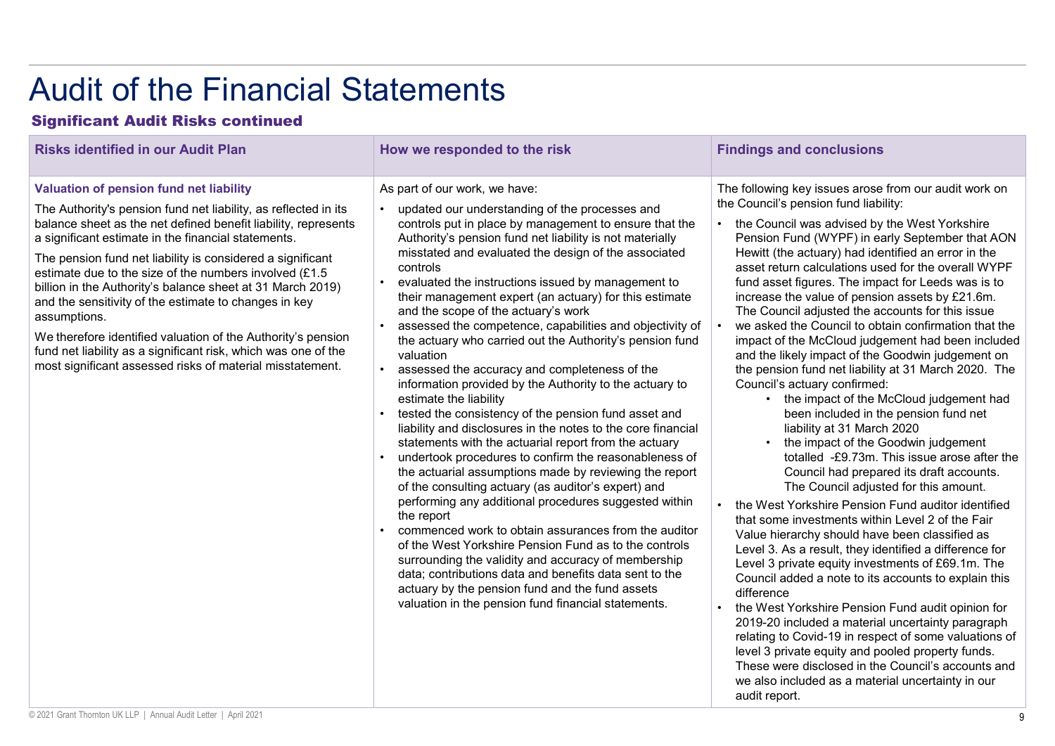# Audit of the Financial Statements

### Significant Audit Risks continued

| Risks identified in our Audit Plan | How we responded to the risk | Findings and conclusions |
|---|---|---|
| **Valuation of pension fund net liability**<br><br>The Authority's pension fund net liability, as reflected in its balance sheet as the net defined benefit liability, represents a significant estimate in the financial statements.<br><br>The pension fund net liability is considered a significant estimate due to the size of the numbers involved (£1.5 billion in the Authority's balance sheet at 31 March 2019) and the sensitivity of the estimate to changes in key assumptions.<br><br>We therefore identified valuation of the Authority's pension fund net liability as a significant risk, which was one of the most significant assessed risks of material misstatement. | As part of our work, we have:<br><br>• updated our understanding of the processes and controls put in place by management to ensure that the Authority's pension fund net liability is not materially misstated and evaluated the design of the associated controls<br>• evaluated the instructions issued by management to their management expert (an actuary) for this estimate and the scope of the actuary's work<br>• assessed the competence, capabilities and objectivity of the actuary who carried out the Authority's pension fund valuation<br>• assessed the accuracy and completeness of the information provided by the Authority to the actuary to estimate the liability<br>• tested the consistency of the pension fund asset and liability and disclosures in the notes to the core financial statements with the actuarial report from the actuary<br>• undertook procedures to confirm the reasonableness of the actuarial assumptions made by reviewing the report of the consulting actuary (as auditor's expert) and performing any additional procedures suggested within the report<br>• commenced work to obtain assurances from the auditor of the West Yorkshire Pension Fund as to the controls surrounding the validity and accuracy of membership data; contributions data and benefits data sent to the actuary by the pension fund and the fund assets valuation in the pension fund financial statements. | The following key issues arose from our audit work on the Council's pension fund liability:<br><br>• the Council was advised by the West Yorkshire Pension Fund (WYPF) in early September that AON Hewitt (the actuary) had identified an error in the asset return calculations used for the overall WYPF fund asset figures. The impact for Leeds was is to increase the value of pension assets by £21.6m. The Council adjusted the accounts for this issue<br>• we asked the Council to obtain confirmation that the impact of the McCloud judgement had been included and the likely impact of the Goodwin judgement on the pension fund net liability at 31 March 2020. The Council's actuary confirmed:<br>&nbsp;&nbsp;&nbsp;&nbsp;• the impact of the McCloud judgement had been included in the pension fund net liability at 31 March 2020<br>&nbsp;&nbsp;&nbsp;&nbsp;• the impact of the Goodwin judgement totalled -£9.73m. This issue arose after the Council had prepared its draft accounts. The Council adjusted for this amount.<br>• the West Yorkshire Pension Fund auditor identified that some investments within Level 2 of the Fair Value hierarchy should have been classified as Level 3. As a result, they identified a difference for Level 3 private equity investments of £69.1m. The Council added a note to its accounts to explain this difference<br>• the West Yorkshire Pension Fund audit opinion for 2019-20 included a material uncertainty paragraph relating to Covid-19 in respect of some valuations of level 3 private equity and pooled property funds. These were disclosed in the Council's accounts and we also included as a material uncertainty in our audit report. |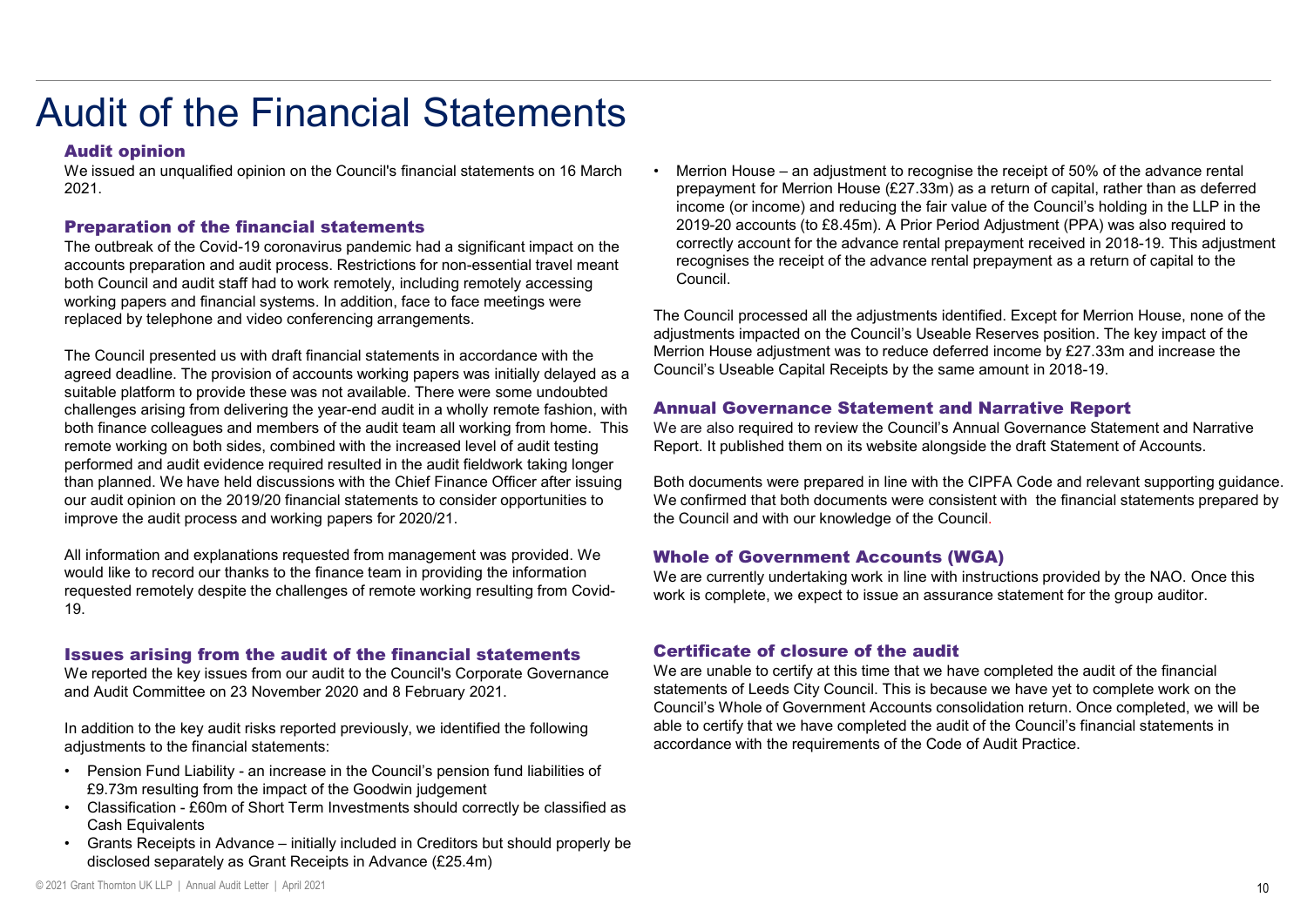# Audit of the Financial Statements

### Audit opinion

We issued an unqualified opinion on the Council's financial statements on 16 March 2021.

### Preparation of the financial statements

The outbreak of the Covid-19 coronavirus pandemic had a significant impact on the accounts preparation and audit process. Restrictions for non-essential travel meant both Council and audit staff had to work remotely, including remotely accessing working papers and financial systems. In addition, face to face meetings were replaced by telephone and video conferencing arrangements.

The Council presented us with draft financial statements in accordance with the agreed deadline. The provision of accounts working papers was initially delayed as a suitable platform to provide these was not available. There were some undoubted challenges arising from delivering the year-end audit in a wholly remote fashion, with both finance colleagues and members of the audit team all working from home. This remote working on both sides, combined with the increased level of audit testing performed and audit evidence required resulted in the audit fieldwork taking longer than planned. We have held discussions with the Chief Finance Officer after issuing our audit opinion on the 2019/20 financial statements to consider opportunities to improve the audit process and working papers for 2020/21.

All information and explanations requested from management was provided. We would like to record our thanks to the finance team in providing the information requested remotely despite the challenges of remote working resulting from Covid-19.

### Issues arising from the audit of the financial statements

We reported the key issues from our audit to the Council's Corporate Governance and Audit Committee on 23 November 2020 and 8 February 2021.

In addition to the key audit risks reported previously, we identified the following adjustments to the financial statements:

- Pension Fund Liability - an increase in the Council's pension fund liabilities of £9.73m resulting from the impact of the Goodwin judgement
- Classification - £60m of Short Term Investments should correctly be classified as Cash Equivalents
- Grants Receipts in Advance – initially included in Creditors but should properly be disclosed separately as Grant Receipts in Advance (£25.4m)
- Merrion House – an adjustment to recognise the receipt of 50% of the advance rental prepayment for Merrion House (£27.33m) as a return of capital, rather than as deferred income (or income) and reducing the fair value of the Council's holding in the LLP in the 2019-20 accounts (to £8.45m). A Prior Period Adjustment (PPA) was also required to correctly account for the advance rental prepayment received in 2018-19. This adjustment recognises the receipt of the advance rental prepayment as a return of capital to the Council.

The Council processed all the adjustments identified. Except for Merrion House, none of the adjustments impacted on the Council's Useable Reserves position. The key impact of the Merrion House adjustment was to reduce deferred income by £27.33m and increase the Council's Useable Capital Receipts by the same amount in 2018-19.

### Annual Governance Statement and Narrative Report

We are also required to review the Council's Annual Governance Statement and Narrative Report. It published them on its website alongside the draft Statement of Accounts.

Both documents were prepared in line with the CIPFA Code and relevant supporting guidance. We confirmed that both documents were consistent with the financial statements prepared by the Council and with our knowledge of the Council.

### Whole of Government Accounts (WGA)

We are currently undertaking work in line with instructions provided by the NAO. Once this work is complete, we expect to issue an assurance statement for the group auditor.

### Certificate of closure of the audit

We are unable to certify at this time that we have completed the audit of the financial statements of Leeds City Council. This is because we have yet to complete work on the Council's Whole of Government Accounts consolidation return. Once completed, we will be able to certify that we have completed the audit of the Council's financial statements in accordance with the requirements of the Code of Audit Practice.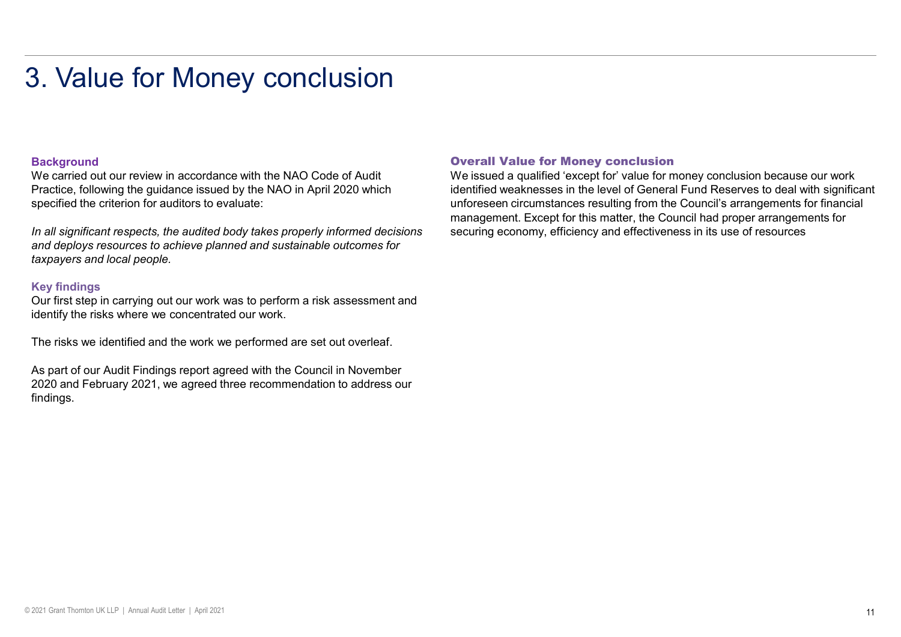# 3. Value for Money conclusion

### Background

We carried out our review in accordance with the NAO Code of Audit Practice, following the guidance issued by the NAO in April 2020 which specified the criterion for auditors to evaluate:

*In all significant respects, the audited body takes properly informed decisions and deploys resources to achieve planned and sustainable outcomes for taxpayers and local people.*

### Key findings

Our first step in carrying out our work was to perform a risk assessment and identify the risks where we concentrated our work.

The risks we identified and the work we performed are set out overleaf.

As part of our Audit Findings report agreed with the Council in November 2020 and February 2021, we agreed three recommendation to address our findings.

### Overall Value for Money conclusion

We issued a qualified 'except for' value for money conclusion because our work identified weaknesses in the level of General Fund Reserves to deal with significant unforeseen circumstances resulting from the Council's arrangements for financial management. Except for this matter, the Council had proper arrangements for securing economy, efficiency and effectiveness in its use of resources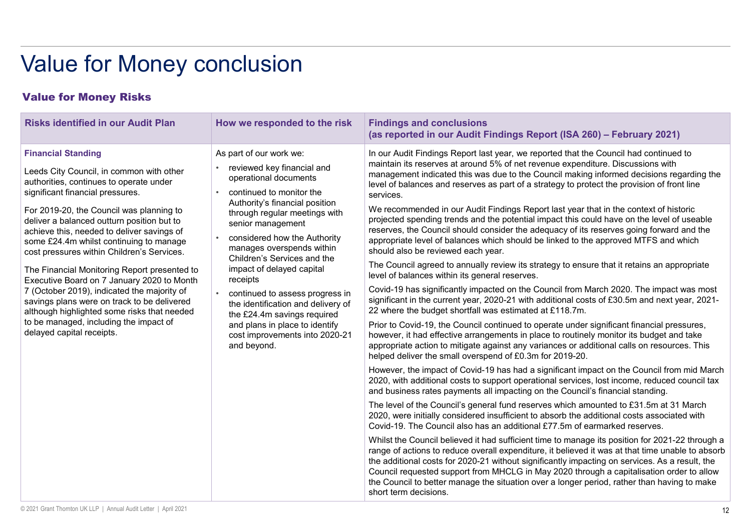# Value for Money conclusion

## Value for Money Risks

| Risks identified in our Audit Plan | How we responded to the risk | Findings and conclusions (as reported in our Audit Findings Report (ISA 260) – February 2021) |
|---|---|---|
| **Financial Standing**<br><br>Leeds City Council, in common with other authorities, continues to operate under significant financial pressures.<br><br>For 2019-20, the Council was planning to deliver a balanced outturn position but to achieve this, needed to deliver savings of some £24.4m whilst continuing to manage cost pressures within Children's Services.<br><br>The Financial Monitoring Report presented to Executive Board on 7 January 2020 to Month 7 (October 2019), indicated the majority of savings plans were on track to be delivered although highlighted some risks that needed to be managed, including the impact of delayed capital receipts. | As part of our work we:<br><br>• reviewed key financial and operational documents<br>• continued to monitor the Authority's financial position through regular meetings with senior management<br>• considered how the Authority manages overspends within Children's Services and the impact of delayed capital receipts<br>• continued to assess progress in the identification and delivery of the £24.4m savings required and plans in place to identify cost improvements into 2020-21 and beyond. | In our Audit Findings Report last year, we reported that the Council had continued to maintain its reserves at around 5% of net revenue expenditure. Discussions with management indicated this was due to the Council making informed decisions regarding the level of balances and reserves as part of a strategy to protect the provision of front line services.<br><br>We recommended in our Audit Findings Report last year that in the context of historic projected spending trends and the potential impact this could have on the level of useable reserves, the Council should consider the adequacy of its reserves going forward and the appropriate level of balances which should be linked to the approved MTFS and which should also be reviewed each year.<br><br>The Council agreed to annually review its strategy to ensure that it retains an appropriate level of balances within its general reserves.<br><br>Covid-19 has significantly impacted on the Council from March 2020. The impact was most significant in the current year, 2020-21 with additional costs of £30.5m and next year, 2021-22 where the budget shortfall was estimated at £118.7m.<br><br>Prior to Covid-19, the Council continued to operate under significant financial pressures, however, it had effective arrangements in place to routinely monitor its budget and take appropriate action to mitigate against any variances or additional calls on resources. This helped deliver the small overspend of £0.3m for 2019-20.<br><br>However, the impact of Covid-19 has had a significant impact on the Council from mid March 2020, with additional costs to support operational services, lost income, reduced council tax and business rates payments all impacting on the Council's financial standing.<br><br>The level of the Council's general fund reserves which amounted to £31.5m at 31 March 2020, were initially considered insufficient to absorb the additional costs associated with Covid-19. The Council also has an additional £77.5m of earmarked reserves.<br><br>Whilst the Council believed it had sufficient time to manage its position for 2021-22 through a range of actions to reduce overall expenditure, it believed it was at that time unable to absorb the additional costs for 2020-21 without significantly impacting on services. As a result, the Council requested support from MHCLG in May 2020 through a capitalisation order to allow the Council to better manage the situation over a longer period, rather than having to make short term decisions. |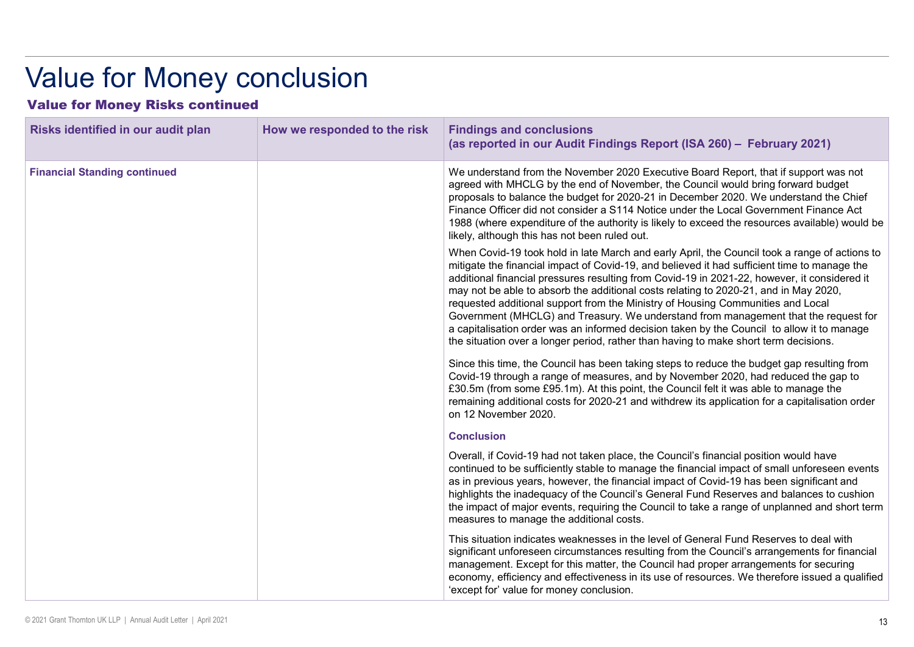# Value for Money conclusion

## Value for Money Risks continued

| Risks identified in our audit plan | How we responded to the risk | Findings and conclusions (as reported in our Audit Findings Report (ISA 260) – February 2021) |
|---|---|---|
| **Financial Standing continued** | | We understand from the November 2020 Executive Board Report, that if support was not agreed with MHCLG by the end of November, the Council would bring forward budget proposals to balance the budget for 2020-21 in December 2020. We understand the Chief Finance Officer did not consider a S114 Notice under the Local Government Finance Act 1988 (where expenditure of the authority is likely to exceed the resources available) would be likely, although this has not been ruled out.<br><br>When Covid-19 took hold in late March and early April, the Council took a range of actions to mitigate the financial impact of Covid-19, and believed it had sufficient time to manage the additional financial pressures resulting from Covid-19 in 2021-22, however, it considered it may not be able to absorb the additional costs relating to 2020-21, and in May 2020, requested additional support from the Ministry of Housing Communities and Local Government (MHCLG) and Treasury. We understand from management that the request for a capitalisation order was an informed decision taken by the Council to allow it to manage the situation over a longer period, rather than having to make short term decisions.<br><br>Since this time, the Council has been taking steps to reduce the budget gap resulting from Covid-19 through a range of measures, and by November 2020, had reduced the gap to £30.5m (from some £95.1m). At this point, the Council felt it was able to manage the remaining additional costs for 2020-21 and withdrew its application for a capitalisation order on 12 November 2020.<br><br>**Conclusion**<br><br>Overall, if Covid-19 had not taken place, the Council's financial position would have continued to be sufficiently stable to manage the financial impact of small unforeseen events as in previous years, however, the financial impact of Covid-19 has been significant and highlights the inadequacy of the Council's General Fund Reserves and balances to cushion the impact of major events, requiring the Council to take a range of unplanned and short term measures to manage the additional costs.<br><br>This situation indicates weaknesses in the level of General Fund Reserves to deal with significant unforeseen circumstances resulting from the Council's arrangements for financial management. Except for this matter, the Council had proper arrangements for securing economy, efficiency and effectiveness in its use of resources. We therefore issued a qualified 'except for' value for money conclusion. |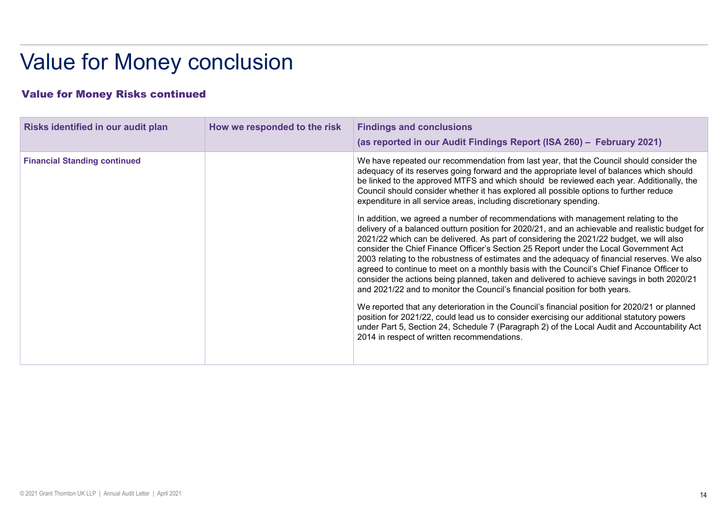# Value for Money conclusion

## Value for Money Risks continued

| Risks identified in our audit plan | How we responded to the risk | Findings and conclusions (as reported in our Audit Findings Report (ISA 260) – February 2021) |
| --- | --- | --- |
| **Financial Standing continued** | | We have repeated our recommendation from last year, that the Council should consider the adequacy of its reserves going forward and the appropriate level of balances which should be linked to the approved MTFS and which should be reviewed each year. Additionally, the Council should consider whether it has explored all possible options to further reduce expenditure in all service areas, including discretionary spending.<br><br>In addition, we agreed a number of recommendations with management relating to the delivery of a balanced outturn position for 2020/21, and an achievable and realistic budget for 2021/22 which can be delivered. As part of considering the 2021/22 budget, we will also consider the Chief Finance Officer's Section 25 Report under the Local Government Act 2003 relating to the robustness of estimates and the adequacy of financial reserves. We also agreed to continue to meet on a monthly basis with the Council's Chief Finance Officer to consider the actions being planned, taken and delivered to achieve savings in both 2020/21 and 2021/22 and to monitor the Council's financial position for both years.<br><br>We reported that any deterioration in the Council's financial position for 2020/21 or planned position for 2021/22, could lead us to consider exercising our additional statutory powers under Part 5, Section 24, Schedule 7 (Paragraph 2) of the Local Audit and Accountability Act 2014 in respect of written recommendations. |

© 2021 Grant Thornton UK LLP | Annual Audit Letter | April 2021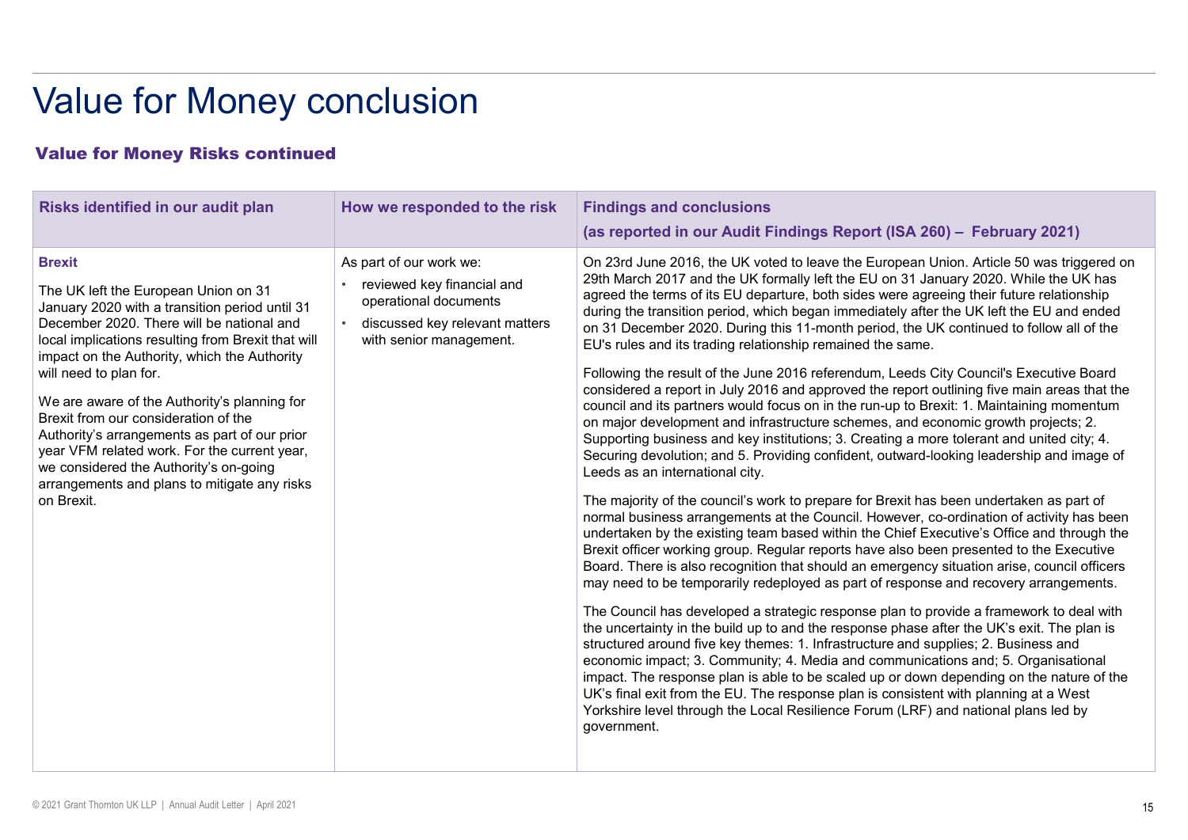# Value for Money conclusion

## Value for Money Risks continued

| Risks identified in our audit plan | How we responded to the risk | Findings and conclusions (as reported in our Audit Findings Report (ISA 260) – February 2021) |
|---|---|---|
| **Brexit**<br><br>The UK left the European Union on 31 January 2020 with a transition period until 31 December 2020. There will be national and local implications resulting from Brexit that will impact on the Authority, which the Authority will need to plan for.<br><br>We are aware of the Authority's planning for Brexit from our consideration of the Authority's arrangements as part of our prior year VFM related work. For the current year, we considered the Authority's on-going arrangements and plans to mitigate any risks on Brexit. | As part of our work we:<br>• reviewed key financial and operational documents<br>• discussed key relevant matters with senior management. | On 23rd June 2016, the UK voted to leave the European Union. Article 50 was triggered on 29th March 2017 and the UK formally left the EU on 31 January 2020. While the UK has agreed the terms of its EU departure, both sides were agreeing their future relationship during the transition period, which began immediately after the UK left the EU and ended on 31 December 2020. During this 11-month period, the UK continued to follow all of the EU's rules and its trading relationship remained the same.<br><br>Following the result of the June 2016 referendum, Leeds City Council's Executive Board considered a report in July 2016 and approved the report outlining five main areas that the council and its partners would focus on in the run-up to Brexit: 1. Maintaining momentum on major development and infrastructure schemes, and economic growth projects; 2. Supporting business and key institutions; 3. Creating a more tolerant and united city; 4. Securing devolution; and 5. Providing confident, outward-looking leadership and image of Leeds as an international city.<br><br>The majority of the council's work to prepare for Brexit has been undertaken as part of normal business arrangements at the Council. However, co-ordination of activity has been undertaken by the existing team based within the Chief Executive's Office and through the Brexit officer working group. Regular reports have also been presented to the Executive Board. There is also recognition that should an emergency situation arise, council officers may need to be temporarily redeployed as part of response and recovery arrangements.<br><br>The Council has developed a strategic response plan to provide a framework to deal with the uncertainty in the build up to and the response phase after the UK's exit. The plan is structured around five key themes: 1. Infrastructure and supplies; 2. Business and economic impact; 3. Community; 4. Media and communications and; 5. Organisational impact. The response plan is able to be scaled up or down depending on the nature of the UK's final exit from the EU. The response plan is consistent with planning at a West Yorkshire level through the Local Resilience Forum (LRF) and national plans led by government. |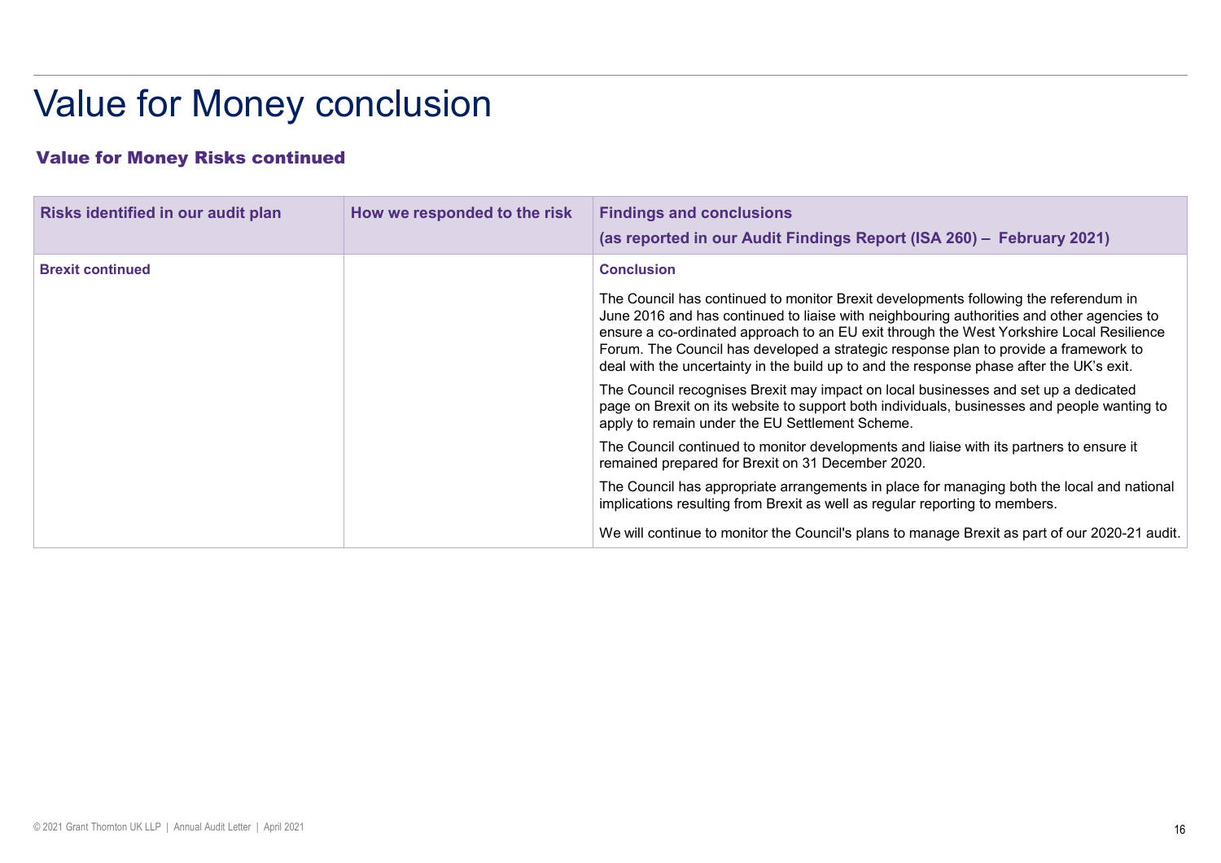# Value for Money conclusion

## Value for Money Risks continued

| Risks identified in our audit plan | How we responded to the risk | Findings and conclusions (as reported in our Audit Findings Report (ISA 260) – February 2021) |
|---|---|---|
| **Brexit continued** | | **Conclusion**<br><br>The Council has continued to monitor Brexit developments following the referendum in June 2016 and has continued to liaise with neighbouring authorities and other agencies to ensure a co-ordinated approach to an EU exit through the West Yorkshire Local Resilience Forum. The Council has developed a strategic response plan to provide a framework to deal with the uncertainty in the build up to and the response phase after the UK's exit.<br><br>The Council recognises Brexit may impact on local businesses and set up a dedicated page on Brexit on its website to support both individuals, businesses and people wanting to apply to remain under the EU Settlement Scheme.<br><br>The Council continued to monitor developments and liaise with its partners to ensure it remained prepared for Brexit on 31 December 2020.<br><br>The Council has appropriate arrangements in place for managing both the local and national implications resulting from Brexit as well as regular reporting to members.<br><br>We will continue to monitor the Council's plans to manage Brexit as part of our 2020-21 audit. |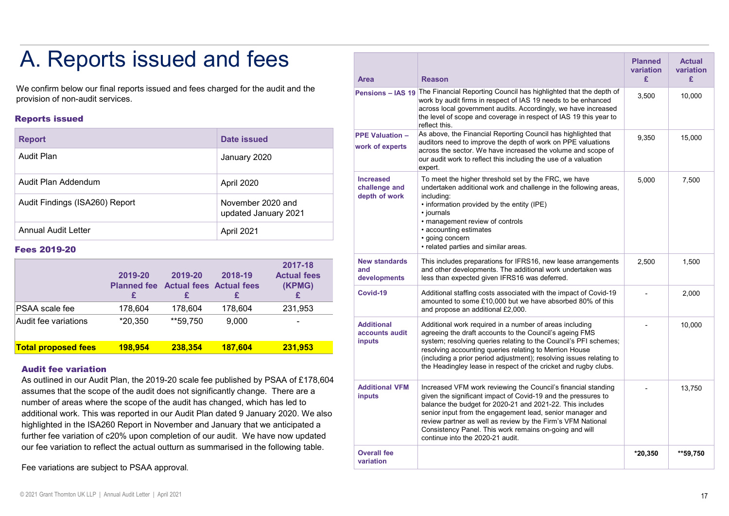# A. Reports issued and fees

We confirm below our final reports issued and fees charged for the audit and the provision of non-audit services.

### Reports issued

| Report | Date issued |
|---|---|
| Audit Plan | January 2020 |
| Audit Plan Addendum | April 2020 |
| Audit Findings (ISA260) Report | November 2020 and updated January 2021 |
| Annual Audit Letter | April 2021 |

### Fees 2019-20

| | 2019-20 Planned fee £ | 2019-20 Actual fees £ | 2018-19 Actual fees £ | 2017-18 Actual fees (KPMG) £ |
|---|---|---|---|---|
| PSAA scale fee | 178,604 | 178,604 | 178,604 | 231,953 |
| Audit fee variations | *20,350 | **59,750 | 9,000 | - |
| **Total proposed fees** | **198,954** | **238,354** | **187,604** | **231,953** |

### Audit fee variation

As outlined in our Audit Plan, the 2019-20 scale fee published by PSAA of £178,604 assumes that the scope of the audit does not significantly change. There are a number of areas where the scope of the audit has changed, which has led to additional work. This was reported in our Audit Plan dated 9 January 2020. We also highlighted in the ISA260 Report in November and January that we anticipated a further fee variation of c20% upon completion of our audit. We have now updated our fee variation to reflect the actual outturn as summarised in the following table.

Fee variations are subject to PSAA approval.

| Area | Reason | Planned variation £ | Actual variation £ |
|---|---|---|---|
| Pensions – IAS 19 | The Financial Reporting Council has highlighted that the depth of work by audit firms in respect of IAS 19 needs to be enhanced across local government audits. Accordingly, we have increased the level of scope and coverage in respect of IAS 19 this year to reflect this. | 3,500 | 10,000 |
| PPE Valuation – work of experts | As above, the Financial Reporting Council has highlighted that auditors need to improve the depth of work on PPE valuations across the sector. We have increased the volume and scope of our audit work to reflect this including the use of a valuation expert. | 9,350 | 15,000 |
| Increased challenge and depth of work | To meet the higher threshold set by the FRC, we have undertaken additional work and challenge in the following areas, including: • information provided by the entity (IPE) • journals • management review of controls • accounting estimates • going concern • related parties and similar areas. | 5,000 | 7,500 |
| New standards and developments | This includes preparations for IFRS16, new lease arrangements and other developments. The additional work undertaken was less than expected given IFRS16 was deferred. | 2,500 | 1,500 |
| Covid-19 | Additional staffing costs associated with the impact of Covid-19 amounted to some £10,000 but we have absorbed 80% of this and propose an additional £2,000. | - | 2,000 |
| Additional accounts audit inputs | Additional work required in a number of areas including agreeing the draft accounts to the Council's ageing FMS system; resolving queries relating to the Council's PFI schemes; resolving accounting queries relating to Merrion House (including a prior period adjustment); resolving issues relating to the Headingley lease in respect of the cricket and rugby clubs. | - | 10,000 |
| Additional VFM inputs | Increased VFM work reviewing the Council's financial standing given the significant impact of Covid-19 and the pressures to balance the budget for 2020-21 and 2021-22. This includes senior input from the engagement lead, senior manager and review partner as well as review by the Firm's VFM National Consistency Panel. This work remains on-going and will continue into the 2020-21 audit. | - | 13,750 |
| Overall fee variation | | **\*20,350** | **\*\*59,750** |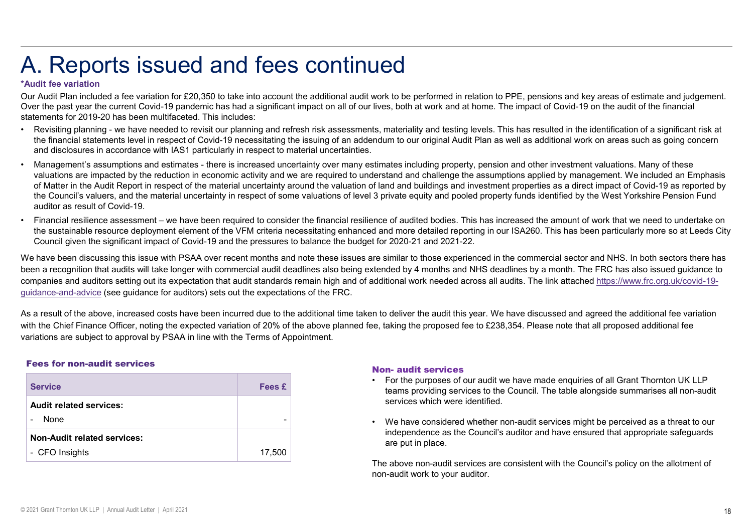# A. Reports issued and fees continued

**\*Audit fee variation**

Our Audit Plan included a fee variation for £20,350 to take into account the additional audit work to be performed in relation to PPE, pensions and key areas of estimate and judgement. Over the past year the current Covid-19 pandemic has had a significant impact on all of our lives, both at work and at home. The impact of Covid-19 on the audit of the financial statements for 2019-20 has been multifaceted. This includes:

- Revisiting planning - we have needed to revisit our planning and refresh risk assessments, materiality and testing levels. This has resulted in the identification of a significant risk at the financial statements level in respect of Covid-19 necessitating the issuing of an addendum to our original Audit Plan as well as additional work on areas such as going concern and disclosures in accordance with IAS1 particularly in respect to material uncertainties.
- Management's assumptions and estimates - there is increased uncertainty over many estimates including property, pension and other investment valuations. Many of these valuations are impacted by the reduction in economic activity and we are required to understand and challenge the assumptions applied by management. We included an Emphasis of Matter in the Audit Report in respect of the material uncertainty around the valuation of land and buildings and investment properties as a direct impact of Covid-19 as reported by the Council's valuers, and the material uncertainty in respect of some valuations of level 3 private equity and pooled property funds identified by the West Yorkshire Pension Fund auditor as result of Covid-19.
- Financial resilience assessment – we have been required to consider the financial resilience of audited bodies. This has increased the amount of work that we need to undertake on the sustainable resource deployment element of the VFM criteria necessitating enhanced and more detailed reporting in our ISA260. This has been particularly more so at Leeds City Council given the significant impact of Covid-19 and the pressures to balance the budget for 2020-21 and 2021-22.

We have been discussing this issue with PSAA over recent months and note these issues are similar to those experienced in the commercial sector and NHS. In both sectors there has been a recognition that audits will take longer with commercial audit deadlines also being extended by 4 months and NHS deadlines by a month. The FRC has also issued guidance to companies and auditors setting out its expectation that audit standards remain high and of additional work needed across all audits. The link attached https://www.frc.org.uk/covid-19-guidance-and-advice (see guidance for auditors) sets out the expectations of the FRC.

As a result of the above, increased costs have been incurred due to the additional time taken to deliver the audit this year. We have discussed and agreed the additional fee variation with the Chief Finance Officer, noting the expected variation of 20% of the above planned fee, taking the proposed fee to £238,354. Please note that all proposed additional fee variations are subject to approval by PSAA in line with the Terms of Appointment.

### Fees for non-audit services

| Service | Fees £ |
|---|---|
| **Audit related services:** | |
| - None | - |
| **Non-Audit related services:** | |
| - CFO Insights | 17,500 |

### Non- audit services

- For the purposes of our audit we have made enquiries of all Grant Thornton UK LLP teams providing services to the Council. The table alongside summarises all non-audit services which were identified.
- We have considered whether non-audit services might be perceived as a threat to our independence as the Council's auditor and have ensured that appropriate safeguards are put in place.

The above non-audit services are consistent with the Council's policy on the allotment of non-audit work to your auditor.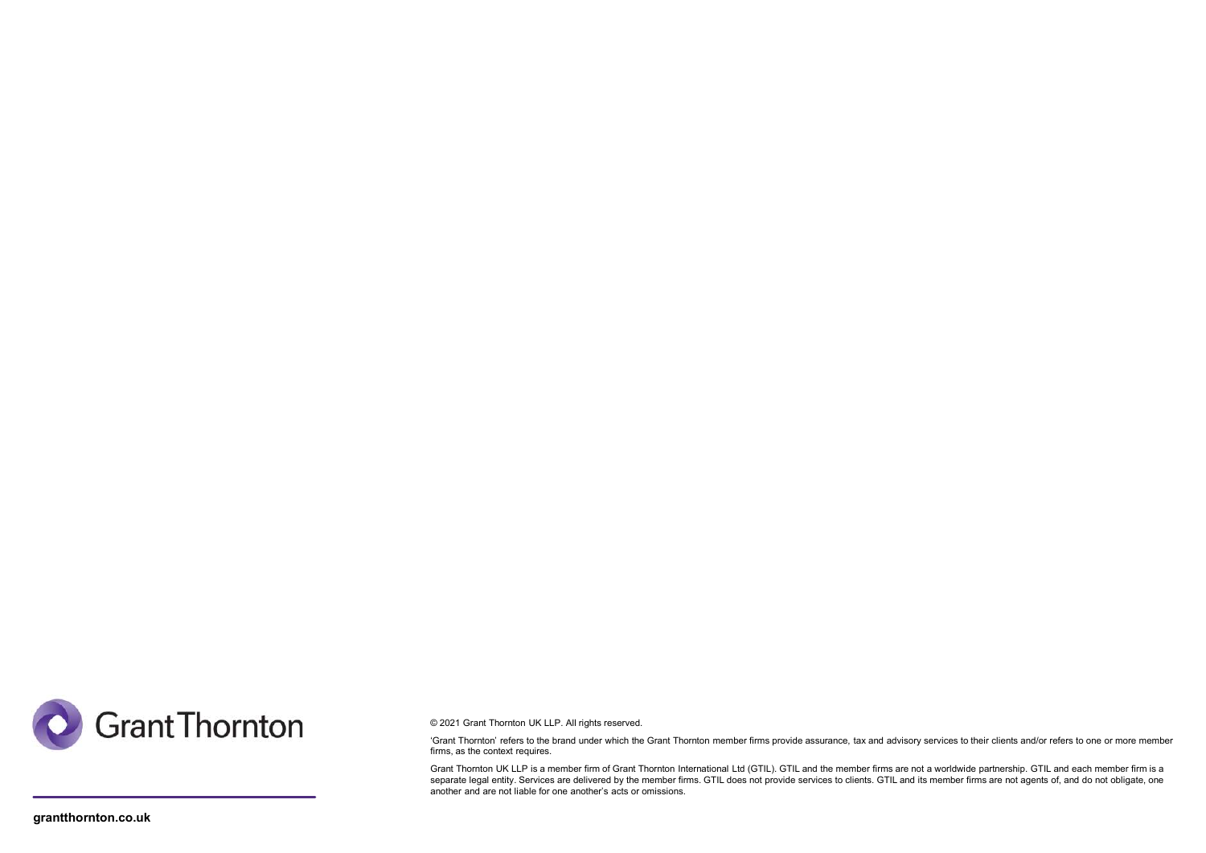Grant Thornton

grantthornton.co.uk

© 2021 Grant Thornton UK LLP. All rights reserved.

'Grant Thornton' refers to the brand under which the Grant Thornton member firms provide assurance, tax and advisory services to their clients and/or refers to one or more member firms, as the context requires.

Grant Thornton UK LLP is a member firm of Grant Thornton International Ltd (GTIL). GTIL and the member firms are not a worldwide partnership. GTIL and each member firm is a separate legal entity. Services are delivered by the member firms. GTIL does not provide services to clients. GTIL and its member firms are not agents of, and do not obligate, one another and are not liable for one another's acts or omissions.